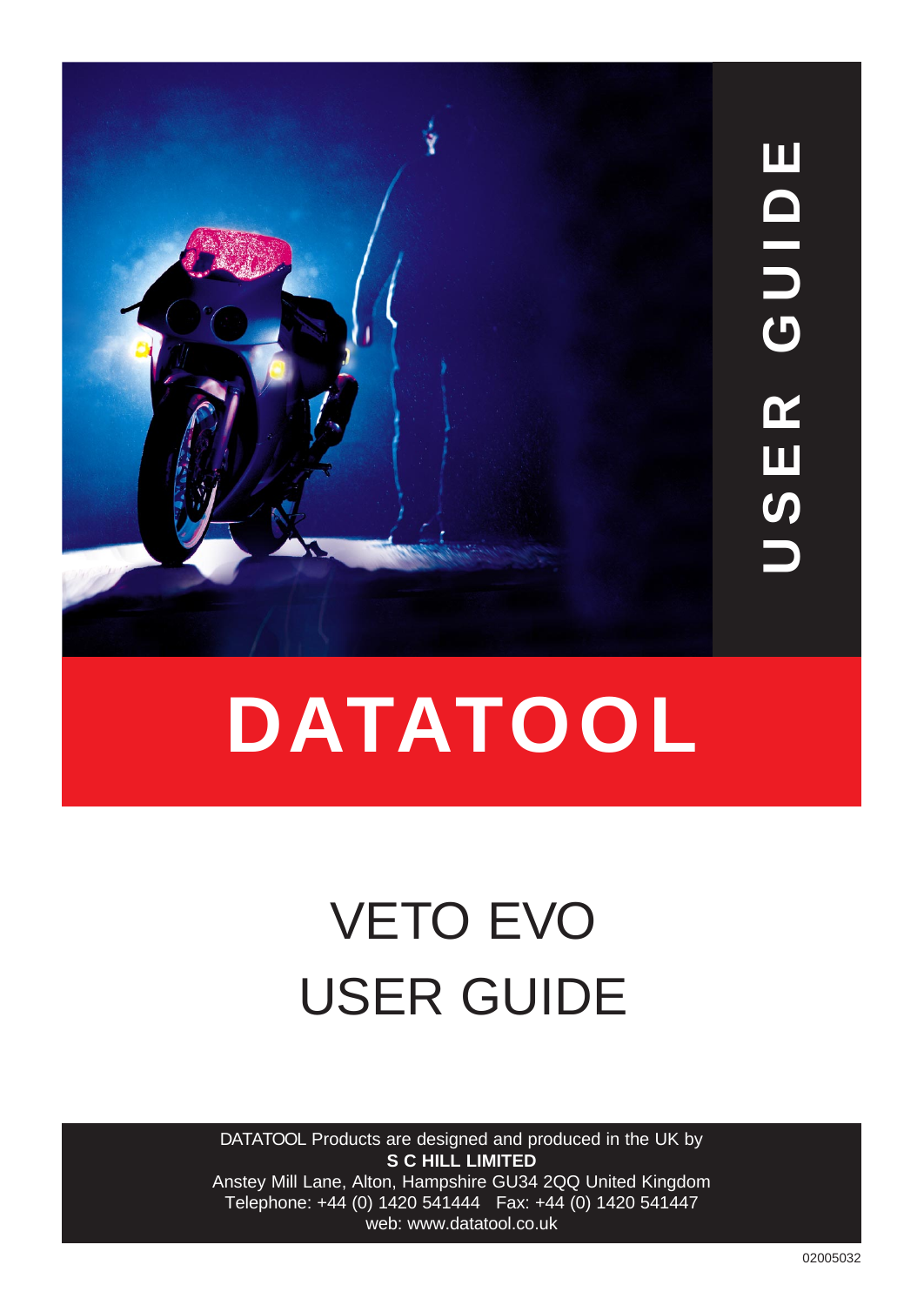USER GUIDE

# DATATOOL

## VETO EVO
## USER GUIDE

DATATOOL Products are designed and produced in the UK by
**S C HILL LIMITED**
Anstey Mill Lane, Alton, Hampshire GU34 2QQ United Kingdom
Telephone: +44 (0) 1420 541444   Fax: +44 (0) 1420 541447
web: www.datatool.co.uk

02005032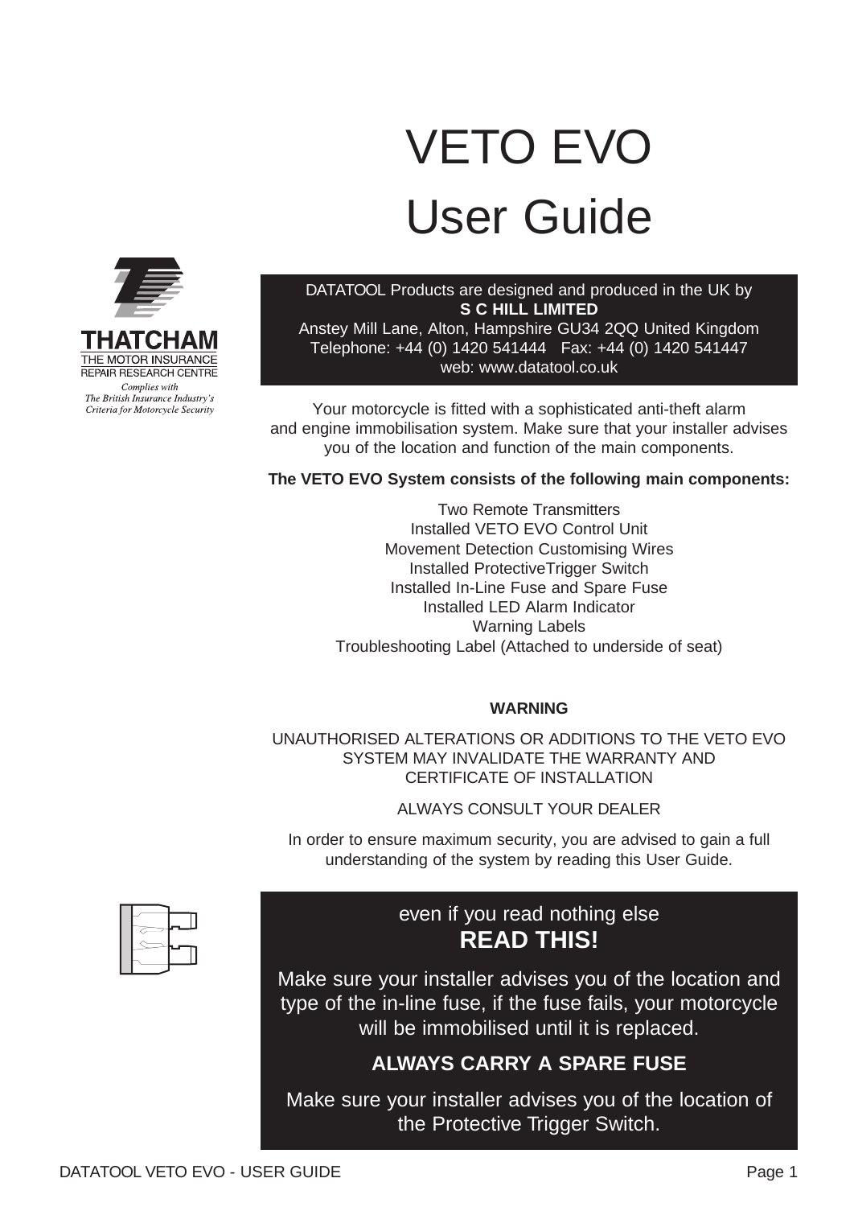# VETO EVO

# User Guide

THATCHAM
THE MOTOR INSURANCE
REPAIR RESEARCH CENTRE
*Complies with*
*The British Insurance Industry's*
*Criteria for Motorcycle Security*

DATATOOL Products are designed and produced in the UK by
**S C HILL LIMITED**
Anstey Mill Lane, Alton, Hampshire GU34 2QQ United Kingdom
Telephone: +44 (0) 1420 541444 Fax: +44 (0) 1420 541447
web: www.datatool.co.uk

Your motorcycle is fitted with a sophisticated anti-theft alarm and engine immobilisation system. Make sure that your installer advises you of the location and function of the main components.

**The VETO EVO System consists of the following main components:**

Two Remote Transmitters
Installed VETO EVO Control Unit
Movement Detection Customising Wires
Installed ProtectiveTrigger Switch
Installed In-Line Fuse and Spare Fuse
Installed LED Alarm Indicator
Warning Labels
Troubleshooting Label (Attached to underside of seat)

**WARNING**

UNAUTHORISED ALTERATIONS OR ADDITIONS TO THE VETO EVO SYSTEM MAY INVALIDATE THE WARRANTY AND CERTIFICATE OF INSTALLATION

ALWAYS CONSULT YOUR DEALER

In order to ensure maximum security, you are advised to gain a full understanding of the system by reading this User Guide.

even if you read nothing else
**READ THIS!**

Make sure your installer advises you of the location and type of the in-line fuse, if the fuse fails, your motorcycle will be immobilised until it is replaced.

**ALWAYS CARRY A SPARE FUSE**

Make sure your installer advises you of the location of the Protective Trigger Switch.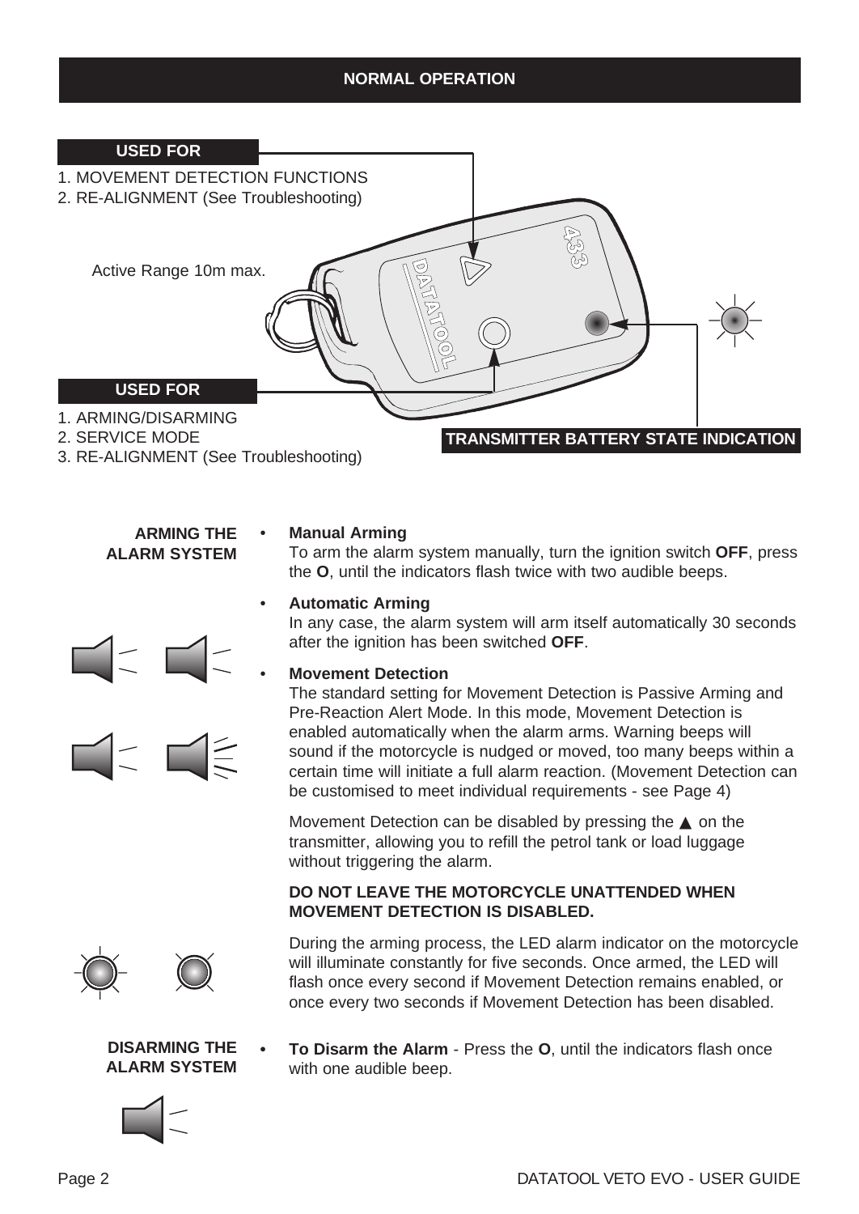## NORMAL OPERATION

**USED FOR**

1. MOVEMENT DETECTION FUNCTIONS
2. RE-ALIGNMENT (See Troubleshooting)

Active Range 10m max.

**USED FOR**

1. ARMING/DISARMING
2. SERVICE MODE
3. RE-ALIGNMENT (See Troubleshooting)

**TRANSMITTER BATTERY STATE INDICATION**

### ARMING THE ALARM SYSTEM

- **Manual Arming**
  To arm the alarm system manually, turn the ignition switch **OFF**, press the **O**, until the indicators flash twice with two audible beeps.

- **Automatic Arming**
  In any case, the alarm system will arm itself automatically 30 seconds after the ignition has been switched **OFF**.

- **Movement Detection**
  The standard setting for Movement Detection is Passive Arming and Pre-Reaction Alert Mode. In this mode, Movement Detection is enabled automatically when the alarm arms. Warning beeps will sound if the motorcycle is nudged or moved, too many beeps within a certain time will initiate a full alarm reaction. (Movement Detection can be customised to meet individual requirements - see Page 4)

  Movement Detection can be disabled by pressing the ▲ on the transmitter, allowing you to refill the petrol tank or load luggage without triggering the alarm.

  **DO NOT LEAVE THE MOTORCYCLE UNATTENDED WHEN MOVEMENT DETECTION IS DISABLED.**

  During the arming process, the LED alarm indicator on the motorcycle will illuminate constantly for five seconds. Once armed, the LED will flash once every second if Movement Detection remains enabled, or once every two seconds if Movement Detection has been disabled.

### DISARMING THE ALARM SYSTEM

- **To Disarm the Alarm** - Press the **O**, until the indicators flash once with one audible beep.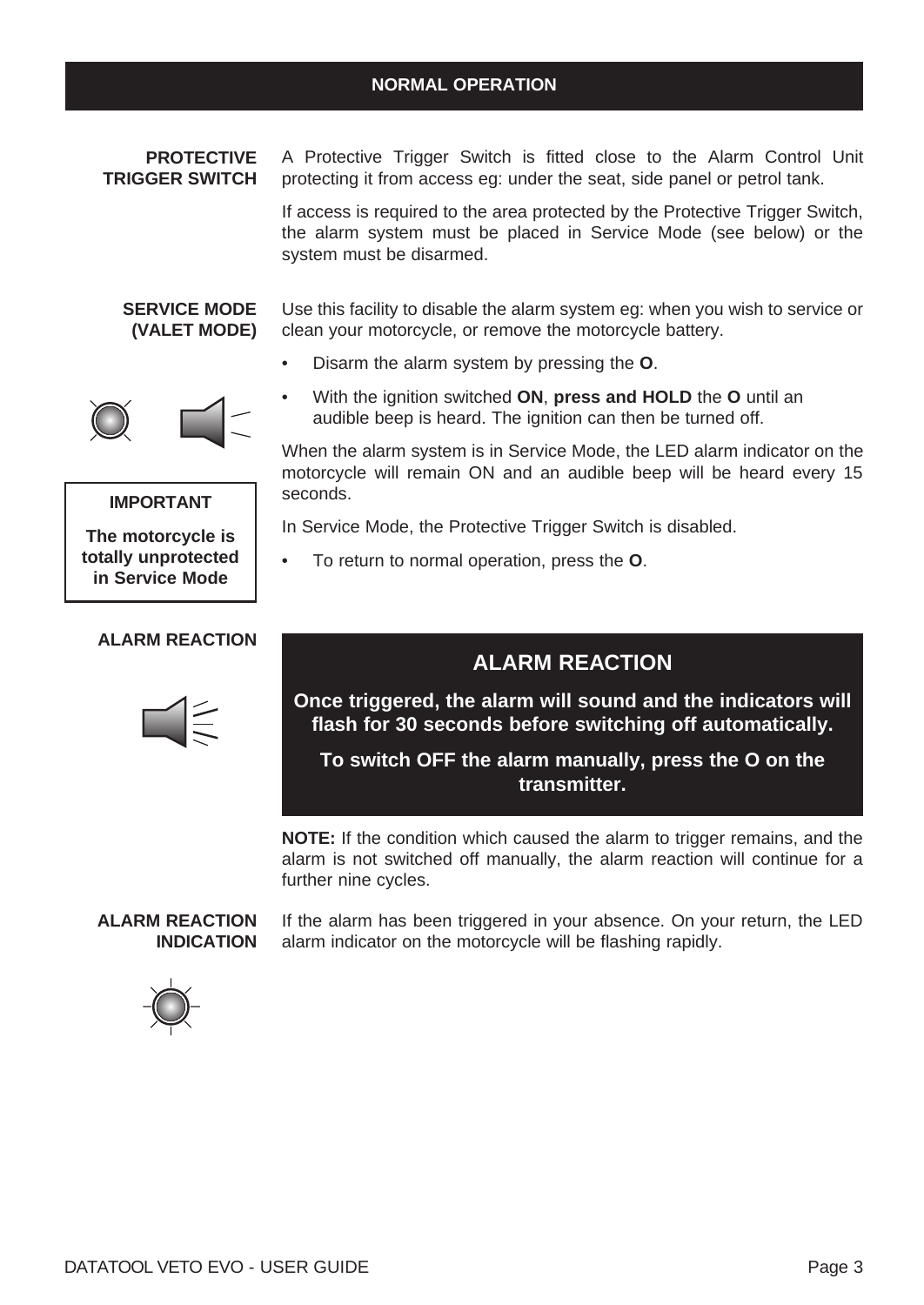## NORMAL OPERATION

### PROTECTIVE TRIGGER SWITCH

A Protective Trigger Switch is fitted close to the Alarm Control Unit protecting it from access eg: under the seat, side panel or petrol tank.

If access is required to the area protected by the Protective Trigger Switch, the alarm system must be placed in Service Mode (see below) or the system must be disarmed.

### SERVICE MODE (VALET MODE)

Use this facility to disable the alarm system eg: when you wish to service or clean your motorcycle, or remove the motorcycle battery.

- Disarm the alarm system by pressing the **O**.
- With the ignition switched **ON**, **press and HOLD** the **O** until an audible beep is heard. The ignition can then be turned off.

When the alarm system is in Service Mode, the LED alarm indicator on the motorcycle will remain ON and an audible beep will be heard every 15 seconds.

In Service Mode, the Protective Trigger Switch is disabled.

- To return to normal operation, press the **O**.

**IMPORTANT**

**The motorcycle is totally unprotected in Service Mode**

### ALARM REACTION

**ALARM REACTION**

**Once triggered, the alarm will sound and the indicators will flash for 30 seconds before switching off automatically.**

**To switch OFF the alarm manually, press the O on the transmitter.**

**NOTE:** If the condition which caused the alarm to trigger remains, and the alarm is not switched off manually, the alarm reaction will continue for a further nine cycles.

### ALARM REACTION INDICATION

If the alarm has been triggered in your absence. On your return, the LED alarm indicator on the motorcycle will be flashing rapidly.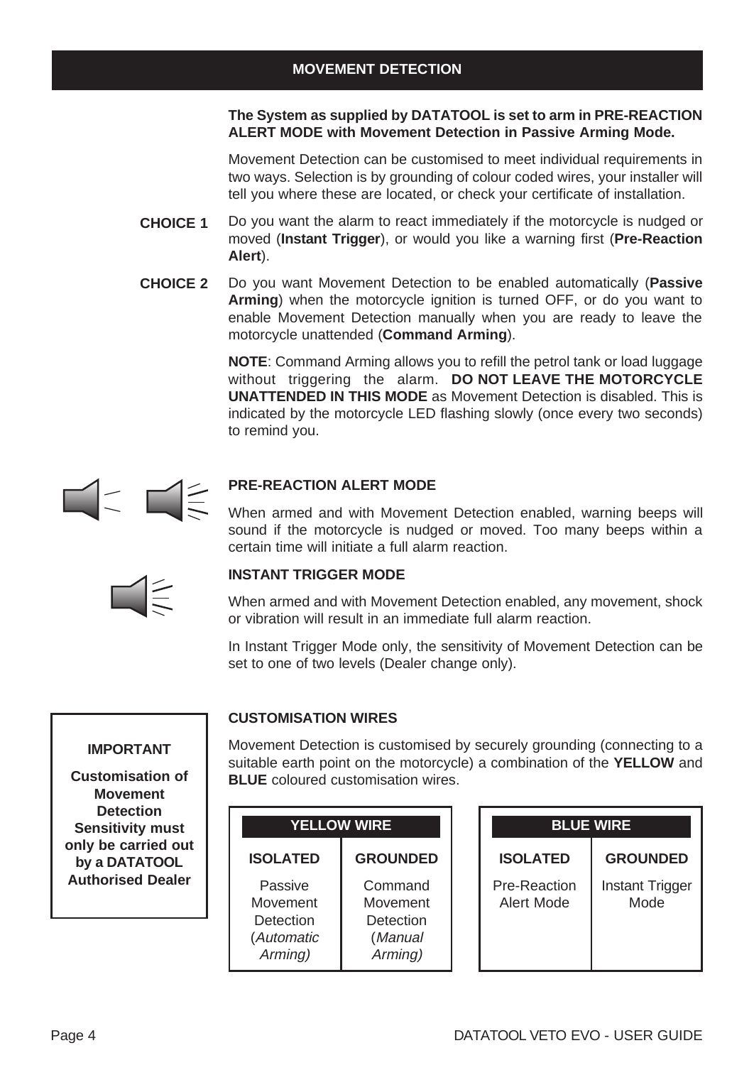## MOVEMENT DETECTION

**The System as supplied by DATATOOL is set to arm in PRE-REACTION ALERT MODE with Movement Detection in Passive Arming Mode.**

Movement Detection can be customised to meet individual requirements in two ways. Selection is by grounding of colour coded wires, your installer will tell you where these are located, or check your certificate of installation.

**CHOICE 1** Do you want the alarm to react immediately if the motorcycle is nudged or moved (**Instant Trigger**), or would you like a warning first (**Pre-Reaction Alert**).

**CHOICE 2** Do you want Movement Detection to be enabled automatically (**Passive Arming**) when the motorcycle ignition is turned OFF, or do you want to enable Movement Detection manually when you are ready to leave the motorcycle unattended (**Command Arming**).

**NOTE**: Command Arming allows you to refill the petrol tank or load luggage without triggering the alarm. **DO NOT LEAVE THE MOTORCYCLE UNATTENDED IN THIS MODE** as Movement Detection is disabled. This is indicated by the motorcycle LED flashing slowly (once every two seconds) to remind you.

### PRE-REACTION ALERT MODE

When armed and with Movement Detection enabled, warning beeps will sound if the motorcycle is nudged or moved. Too many beeps within a certain time will initiate a full alarm reaction.

### INSTANT TRIGGER MODE

When armed and with Movement Detection enabled, any movement, shock or vibration will result in an immediate full alarm reaction.

In Instant Trigger Mode only, the sensitivity of Movement Detection can be set to one of two levels (Dealer change only).

**IMPORTANT**

**Customisation of Movement Detection Sensitivity must only be carried out by a DATATOOL Authorised Dealer**

### CUSTOMISATION WIRES

Movement Detection is customised by securely grounding (connecting to a suitable earth point on the motorcycle) a combination of the **YELLOW** and **BLUE** coloured customisation wires.

| YELLOW WIRE | |
|---|---|
| **ISOLATED** | **GROUNDED** |
| Passive Movement Detection (*Automatic Arming)* | Command Movement Detection (*Manual Arming)* |

| BLUE WIRE | |
|---|---|
| **ISOLATED** | **GROUNDED** |
| Pre-Reaction Alert Mode | Instant Trigger Mode |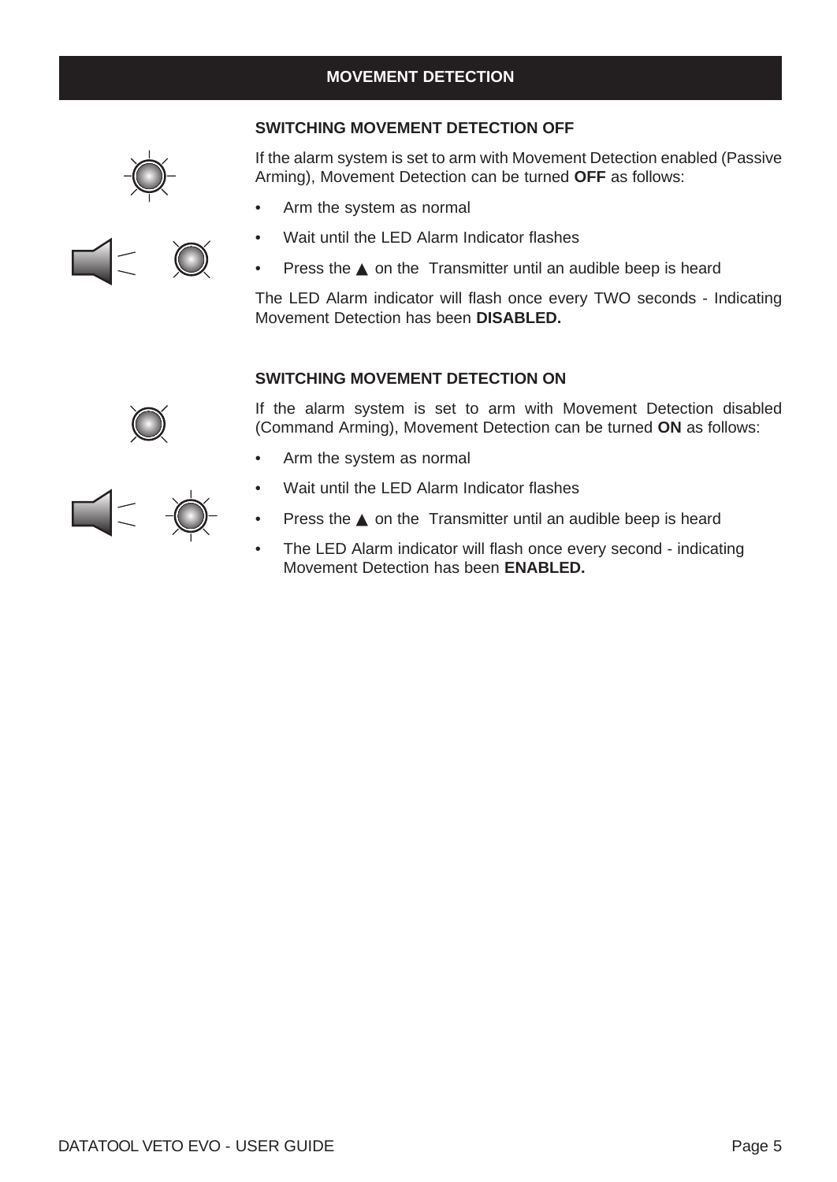# MOVEMENT DETECTION

### SWITCHING MOVEMENT DETECTION OFF

If the alarm system is set to arm with Movement Detection enabled (Passive Arming), Movement Detection can be turned **OFF** as follows:

- Arm the system as normal
- Wait until the LED Alarm Indicator flashes
- Press the ▲ on the Transmitter until an audible beep is heard

The LED Alarm indicator will flash once every TWO seconds - Indicating Movement Detection has been **DISABLED.**

### SWITCHING MOVEMENT DETECTION ON

If the alarm system is set to arm with Movement Detection disabled (Command Arming), Movement Detection can be turned **ON** as follows:

- Arm the system as normal
- Wait until the LED Alarm Indicator flashes
- Press the ▲ on the Transmitter until an audible beep is heard
- The LED Alarm indicator will flash once every second - indicating Movement Detection has been **ENABLED.**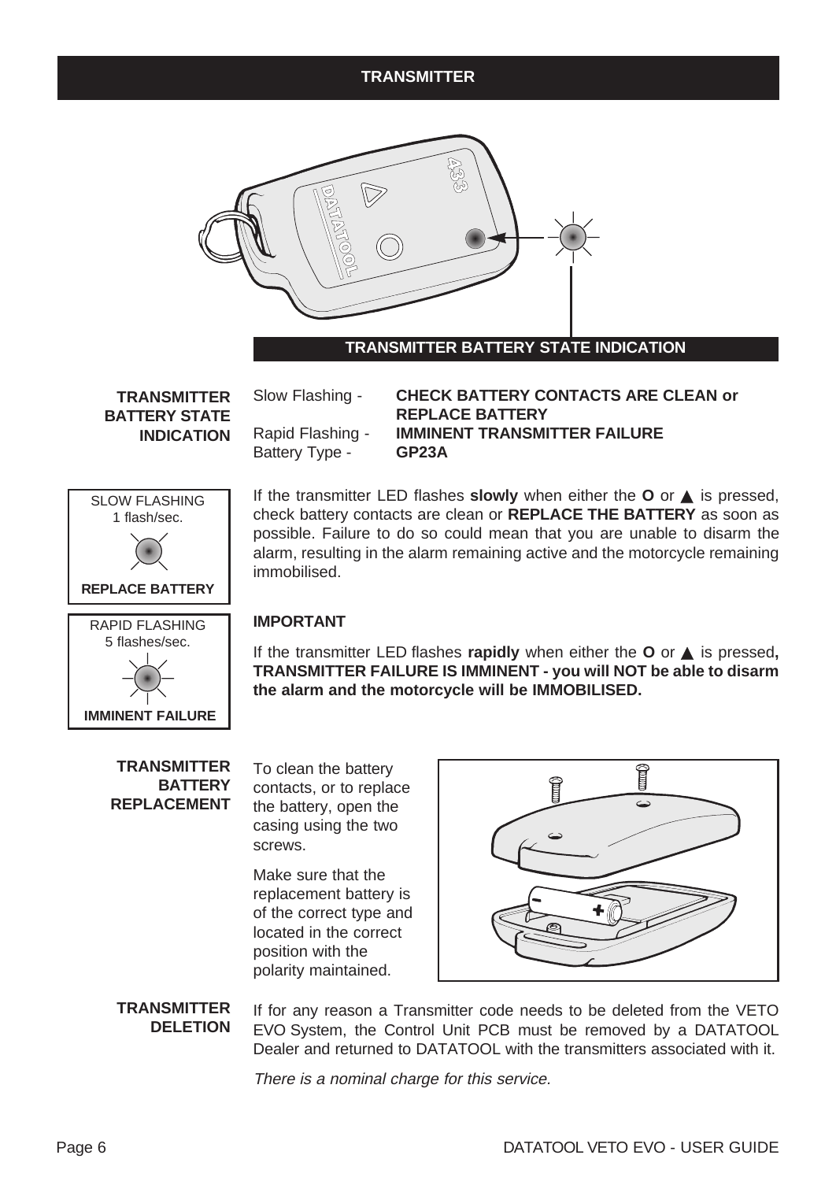# TRANSMITTER

## TRANSMITTER BATTERY STATE INDICATION

**TRANSMITTER BATTERY STATE INDICATION**

| | |
|---|---|
| Slow Flashing - | **CHECK BATTERY CONTACTS ARE CLEAN or REPLACE BATTERY** |
| Rapid Flashing - | **IMMINENT TRANSMITTER FAILURE** |
| Battery Type - | **GP23A** |

SLOW FLASHING
1 flash/sec.

**REPLACE BATTERY**

If the transmitter LED flashes **slowly** when either the **O** or ▲ is pressed, check battery contacts are clean or **REPLACE THE BATTERY** as soon as possible. Failure to do so could mean that you are unable to disarm the alarm, resulting in the alarm remaining active and the motorcycle remaining immobilised.

RAPID FLASHING
5 flashes/sec.

**IMMINENT FAILURE**

**IMPORTANT**

If the transmitter LED flashes **rapidly** when either the **O** or ▲ is pressed**, TRANSMITTER FAILURE IS IMMINENT - you will NOT be able to disarm the alarm and the motorcycle will be IMMOBILISED.**

**TRANSMITTER BATTERY REPLACEMENT**

To clean the battery contacts, or to replace the battery, open the casing using the two screws.

Make sure that the replacement battery is of the correct type and located in the correct position with the polarity maintained.

**TRANSMITTER DELETION**

If for any reason a Transmitter code needs to be deleted from the VETO EVO System, the Control Unit PCB must be removed by a DATATOOL Dealer and returned to DATATOOL with the transmitters associated with it.

*There is a nominal charge for this service.*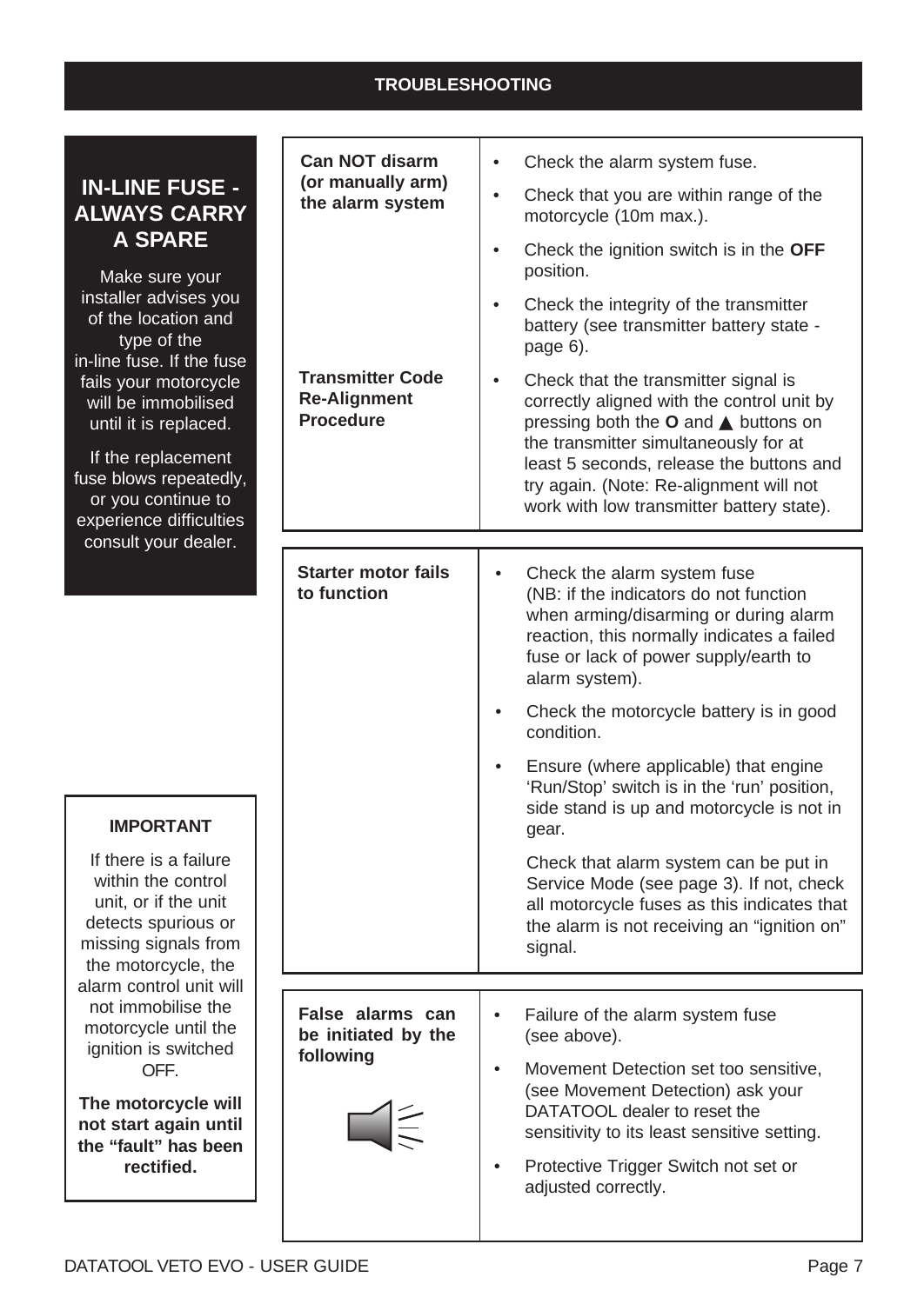## TROUBLESHOOTING

### IN-LINE FUSE - ALWAYS CARRY A SPARE

Make sure your installer advises you of the location and type of the in-line fuse. If the fuse fails your motorcycle will be immobilised until it is replaced.

If the replacement fuse blows repeatedly, or you continue to experience difficulties consult your dealer.

| Problem | Check |
|---|---|
| **Can NOT disarm (or manually arm) the alarm system** | • Check the alarm system fuse.<br>• Check that you are within range of the motorcycle (10m max.).<br>• Check the ignition switch is in the **OFF** position.<br>• Check the integrity of the transmitter battery (see transmitter battery state - page 6). |
| **Transmitter Code Re-Alignment Procedure** | • Check that the transmitter signal is correctly aligned with the control unit by pressing both the **O** and ▲ buttons on the transmitter simultaneously for at least 5 seconds, release the buttons and try again. (Note: Re-alignment will not work with low transmitter battery state). |

| Problem | Check |
|---|---|
| **Starter motor fails to function** | • Check the alarm system fuse (NB: if the indicators do not function when arming/disarming or during alarm reaction, this normally indicates a failed fuse or lack of power supply/earth to alarm system).<br>• Check the motorcycle battery is in good condition.<br>• Ensure (where applicable) that engine 'Run/Stop' switch is in the 'run' position, side stand is up and motorcycle is not in gear.<br>Check that alarm system can be put in Service Mode (see page 3). If not, check all motorcycle fuses as this indicates that the alarm is not receiving an "ignition on" signal. |

| Problem | Check |
|---|---|
| **False alarms can be initiated by the following** | • Failure of the alarm system fuse (see above).<br>• Movement Detection set too sensitive, (see Movement Detection) ask your DATATOOL dealer to reset the sensitivity to its least sensitive setting.<br>• Protective Trigger Switch not set or adjusted correctly. |

**IMPORTANT**

If there is a failure within the control unit, or if the unit detects spurious or missing signals from the motorcycle, the alarm control unit will not immobilise the motorcycle until the ignition is switched OFF.

**The motorcycle will not start again until the "fault" has been rectified.**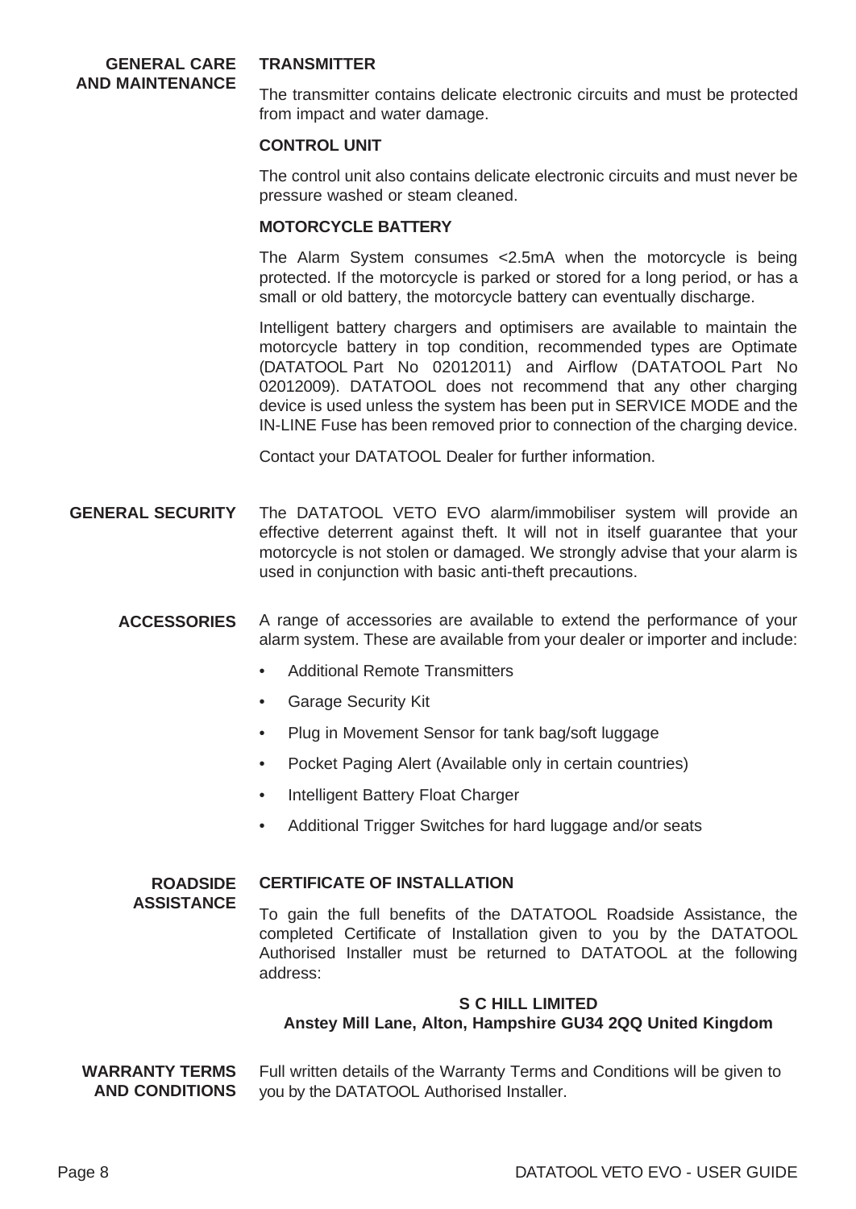## GENERAL CARE AND MAINTENANCE

### TRANSMITTER

The transmitter contains delicate electronic circuits and must be protected from impact and water damage.

### CONTROL UNIT

The control unit also contains delicate electronic circuits and must never be pressure washed or steam cleaned.

### MOTORCYCLE BATTERY

The Alarm System consumes <2.5mA when the motorcycle is being protected. If the motorcycle is parked or stored for a long period, or has a small or old battery, the motorcycle battery can eventually discharge.

Intelligent battery chargers and optimisers are available to maintain the motorcycle battery in top condition, recommended types are Optimate (DATATOOL Part No 02012011) and Airflow (DATATOOL Part No 02012009). DATATOOL does not recommend that any other charging device is used unless the system has been put in SERVICE MODE and the IN-LINE Fuse has been removed prior to connection of the charging device.

Contact your DATATOOL Dealer for further information.

## GENERAL SECURITY

The DATATOOL VETO EVO alarm/immobiliser system will provide an effective deterrent against theft. It will not in itself guarantee that your motorcycle is not stolen or damaged. We strongly advise that your alarm is used in conjunction with basic anti-theft precautions.

## ACCESSORIES

A range of accessories are available to extend the performance of your alarm system. These are available from your dealer or importer and include:

- Additional Remote Transmitters
- Garage Security Kit
- Plug in Movement Sensor for tank bag/soft luggage
- Pocket Paging Alert (Available only in certain countries)
- Intelligent Battery Float Charger
- Additional Trigger Switches for hard luggage and/or seats

## ROADSIDE ASSISTANCE

### CERTIFICATE OF INSTALLATION

To gain the full benefits of the DATATOOL Roadside Assistance, the completed Certificate of Installation given to you by the DATATOOL Authorised Installer must be returned to DATATOOL at the following address:

**S C HILL LIMITED**
**Anstey Mill Lane, Alton, Hampshire GU34 2QQ United Kingdom**

## WARRANTY TERMS AND CONDITIONS

Full written details of the Warranty Terms and Conditions will be given to you by the DATATOOL Authorised Installer.